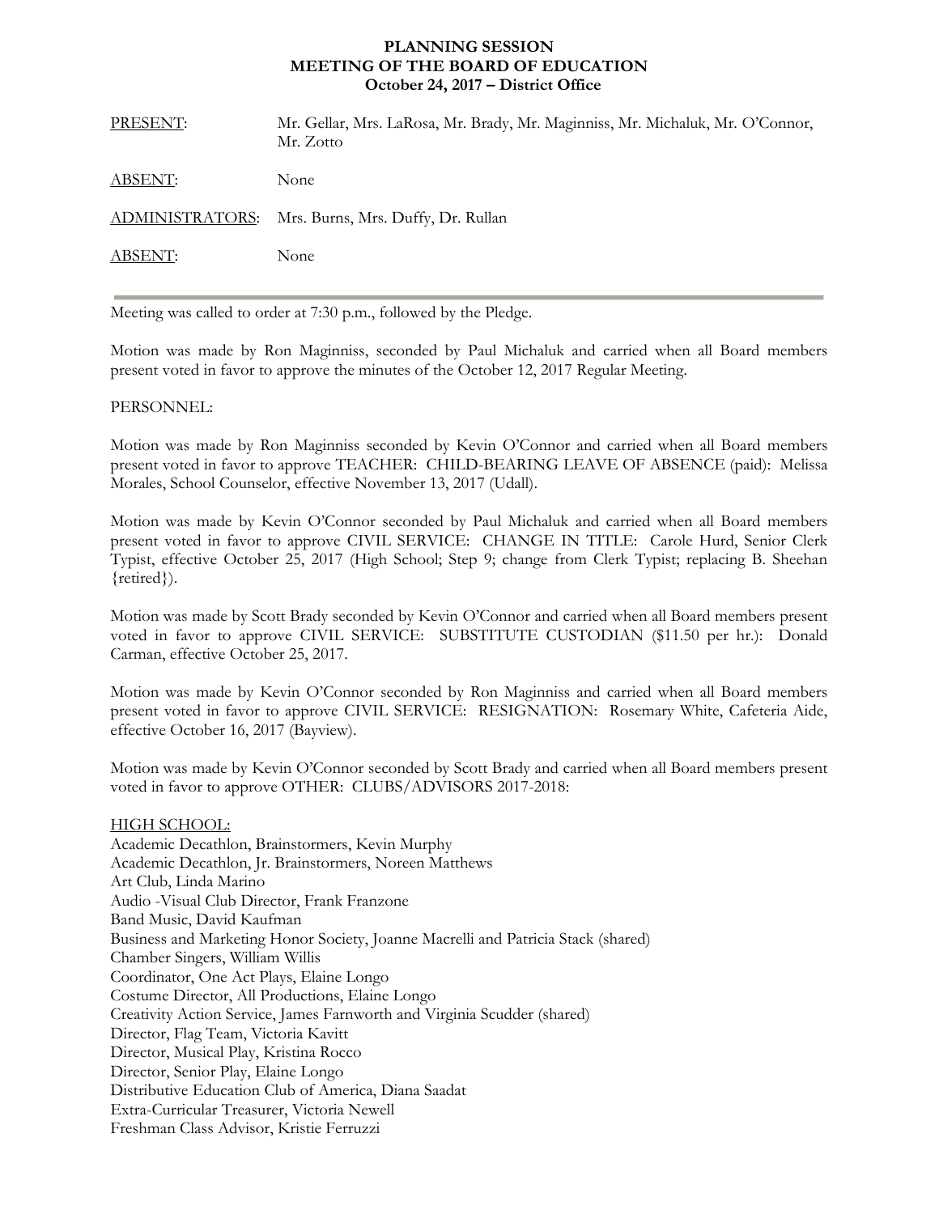**PLANNING SESSION**
**MEETING OF THE BOARD OF EDUCATION**
**October 24, 2017 – District Office**

| | |
|---|---|
| PRESENT: | Mr. Gellar, Mrs. LaRosa, Mr. Brady, Mr. Maginniss, Mr. Michaluk, Mr. O'Connor, Mr. Zotto |
| ABSENT: | None |
| ADMINISTRATORS: | Mrs. Burns, Mrs. Duffy, Dr. Rullan |
| ABSENT: | None |

---

Meeting was called to order at 7:30 p.m., followed by the Pledge.

Motion was made by Ron Maginniss, seconded by Paul Michaluk and carried when all Board members present voted in favor to approve the minutes of the October 12, 2017 Regular Meeting.

PERSONNEL:

Motion was made by Ron Maginniss seconded by Kevin O'Connor and carried when all Board members present voted in favor to approve TEACHER: CHILD-BEARING LEAVE OF ABSENCE (paid): Melissa Morales, School Counselor, effective November 13, 2017 (Udall).

Motion was made by Kevin O'Connor seconded by Paul Michaluk and carried when all Board members present voted in favor to approve CIVIL SERVICE: CHANGE IN TITLE: Carole Hurd, Senior Clerk Typist, effective October 25, 2017 (High School; Step 9; change from Clerk Typist; replacing B. Sheehan {retired}).

Motion was made by Scott Brady seconded by Kevin O'Connor and carried when all Board members present voted in favor to approve CIVIL SERVICE: SUBSTITUTE CUSTODIAN ($11.50 per hr.): Donald Carman, effective October 25, 2017.

Motion was made by Kevin O'Connor seconded by Ron Maginniss and carried when all Board members present voted in favor to approve CIVIL SERVICE: RESIGNATION: Rosemary White, Cafeteria Aide, effective October 16, 2017 (Bayview).

Motion was made by Kevin O'Connor seconded by Scott Brady and carried when all Board members present voted in favor to approve OTHER: CLUBS/ADVISORS 2017-2018:

HIGH SCHOOL:

Academic Decathlon, Brainstormers, Kevin Murphy
Academic Decathlon, Jr. Brainstormers, Noreen Matthews
Art Club, Linda Marino
Audio -Visual Club Director, Frank Franzone
Band Music, David Kaufman
Business and Marketing Honor Society, Joanne Macrelli and Patricia Stack (shared)
Chamber Singers, William Willis
Coordinator, One Act Plays, Elaine Longo
Costume Director, All Productions, Elaine Longo
Creativity Action Service, James Farnworth and Virginia Scudder (shared)
Director, Flag Team, Victoria Kavitt
Director, Musical Play, Kristina Rocco
Director, Senior Play, Elaine Longo
Distributive Education Club of America, Diana Saadat
Extra-Curricular Treasurer, Victoria Newell
Freshman Class Advisor, Kristie Ferruzzi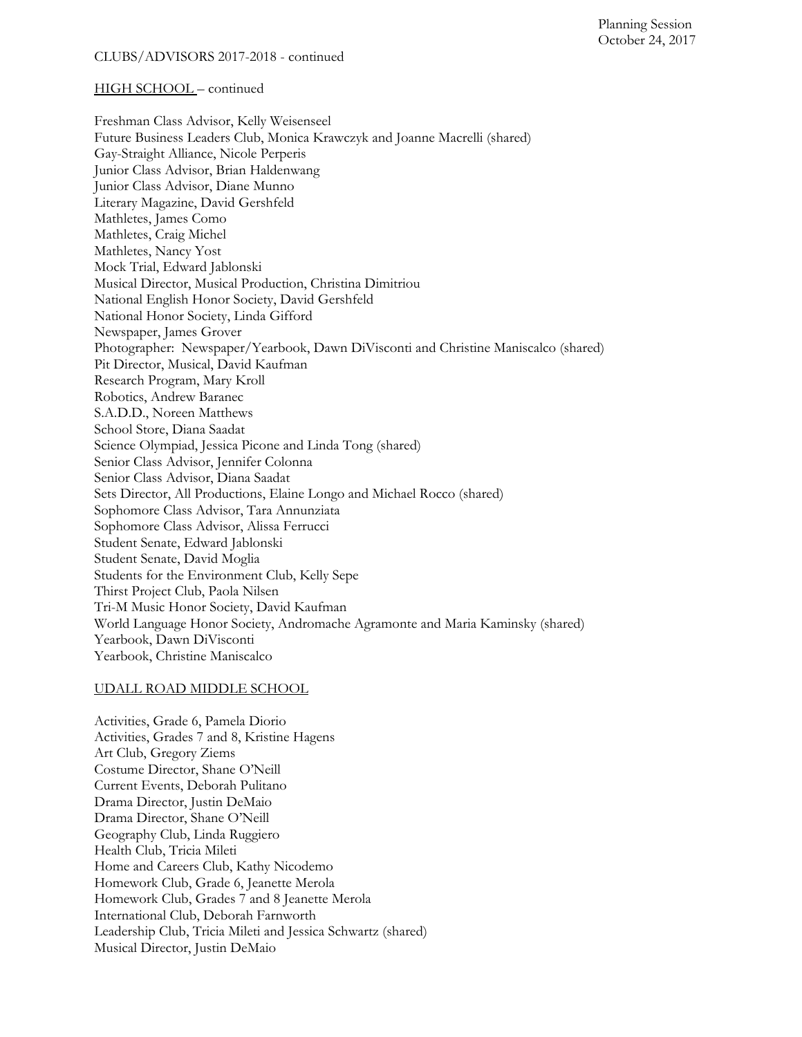CLUBS/ADVISORS 2017-2018 - continued

HIGH SCHOOL – continued

Freshman Class Advisor, Kelly Weisenseel
Future Business Leaders Club, Monica Krawczyk and Joanne Macrelli (shared)
Gay-Straight Alliance, Nicole Perperis
Junior Class Advisor, Brian Haldenwang
Junior Class Advisor, Diane Munno
Literary Magazine, David Gershfeld
Mathletes, James Como
Mathletes, Craig Michel
Mathletes, Nancy Yost
Mock Trial, Edward Jablonski
Musical Director, Musical Production, Christina Dimitriou
National English Honor Society, David Gershfeld
National Honor Society, Linda Gifford
Newspaper, James Grover
Photographer: Newspaper/Yearbook, Dawn DiVisconti and Christine Maniscalco (shared)
Pit Director, Musical, David Kaufman
Research Program, Mary Kroll
Robotics, Andrew Baranec
S.A.D.D., Noreen Matthews
School Store, Diana Saadat
Science Olympiad, Jessica Picone and Linda Tong (shared)
Senior Class Advisor, Jennifer Colonna
Senior Class Advisor, Diana Saadat
Sets Director, All Productions, Elaine Longo and Michael Rocco (shared)
Sophomore Class Advisor, Tara Annunziata
Sophomore Class Advisor, Alissa Ferrucci
Student Senate, Edward Jablonski
Student Senate, David Moglia
Students for the Environment Club, Kelly Sepe
Thirst Project Club, Paola Nilsen
Tri-M Music Honor Society, David Kaufman
World Language Honor Society, Andromache Agramonte and Maria Kaminsky (shared)
Yearbook, Dawn DiVisconti
Yearbook, Christine Maniscalco

UDALL ROAD MIDDLE SCHOOL

Activities, Grade 6, Pamela Diorio
Activities, Grades 7 and 8, Kristine Hagens
Art Club, Gregory Ziems
Costume Director, Shane O'Neill
Current Events, Deborah Pulitano
Drama Director, Justin DeMaio
Drama Director, Shane O'Neill
Geography Club, Linda Ruggiero
Health Club, Tricia Mileti
Home and Careers Club, Kathy Nicodemo
Homework Club, Grade 6, Jeanette Merola
Homework Club, Grades 7 and 8 Jeanette Merola
International Club, Deborah Farnworth
Leadership Club, Tricia Mileti and Jessica Schwartz (shared)
Musical Director, Justin DeMaio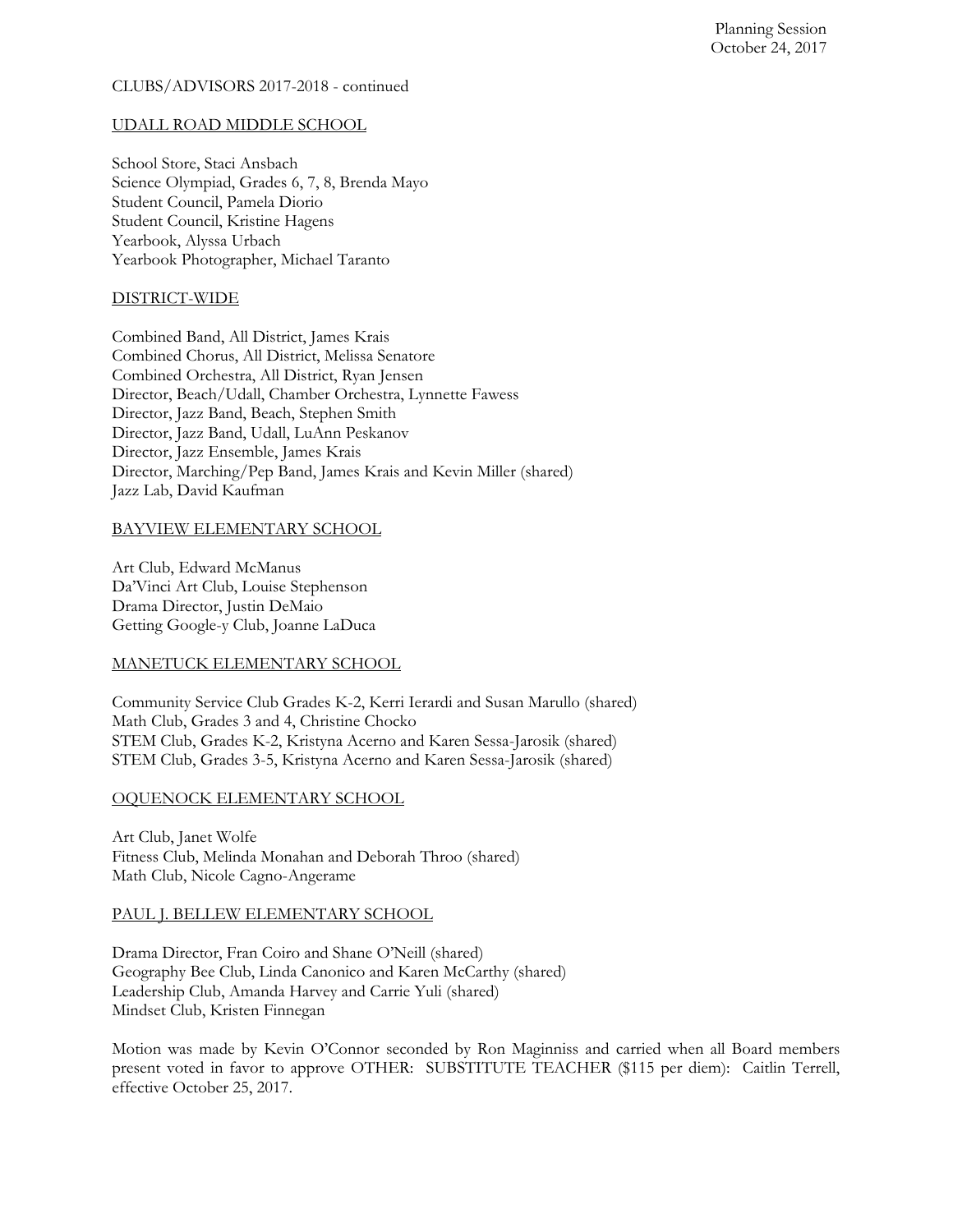CLUBS/ADVISORS 2017-2018 - continued

UDALL ROAD MIDDLE SCHOOL

School Store, Staci Ansbach
Science Olympiad, Grades 6, 7, 8, Brenda Mayo
Student Council, Pamela Diorio
Student Council, Kristine Hagens
Yearbook, Alyssa Urbach
Yearbook Photographer, Michael Taranto

DISTRICT-WIDE

Combined Band, All District, James Krais
Combined Chorus, All District, Melissa Senatore
Combined Orchestra, All District, Ryan Jensen
Director, Beach/Udall, Chamber Orchestra, Lynnette Fawess
Director, Jazz Band, Beach, Stephen Smith
Director, Jazz Band, Udall, LuAnn Peskanov
Director, Jazz Ensemble, James Krais
Director, Marching/Pep Band, James Krais and Kevin Miller (shared)
Jazz Lab, David Kaufman

BAYVIEW ELEMENTARY SCHOOL

Art Club, Edward McManus
Da'Vinci Art Club, Louise Stephenson
Drama Director, Justin DeMaio
Getting Google-y Club, Joanne LaDuca

MANETUCK ELEMENTARY SCHOOL

Community Service Club Grades K-2, Kerri Ierardi and Susan Marullo (shared)
Math Club, Grades 3 and 4, Christine Chocko
STEM Club, Grades K-2, Kristyna Acerno and Karen Sessa-Jarosik (shared)
STEM Club, Grades 3-5, Kristyna Acerno and Karen Sessa-Jarosik (shared)

OQUENOCK ELEMENTARY SCHOOL

Art Club, Janet Wolfe
Fitness Club, Melinda Monahan and Deborah Throo (shared)
Math Club, Nicole Cagno-Angerame

PAUL J. BELLEW ELEMENTARY SCHOOL

Drama Director, Fran Coiro and Shane O'Neill (shared)
Geography Bee Club, Linda Canonico and Karen McCarthy (shared)
Leadership Club, Amanda Harvey and Carrie Yuli (shared)
Mindset Club, Kristen Finnegan

Motion was made by Kevin O'Connor seconded by Ron Maginniss and carried when all Board members present voted in favor to approve OTHER: SUBSTITUTE TEACHER ($115 per diem): Caitlin Terrell, effective October 25, 2017.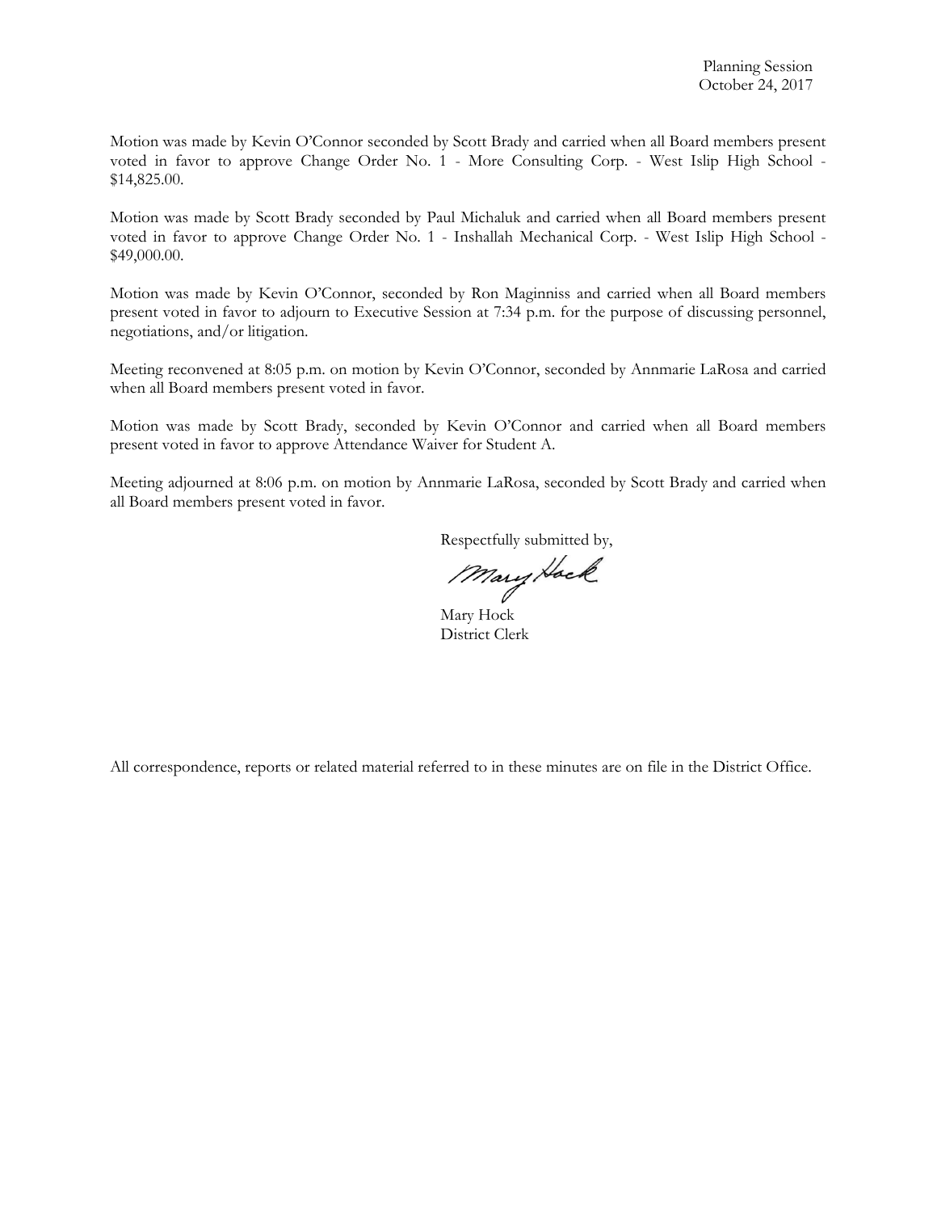Motion was made by Kevin O'Connor seconded by Scott Brady and carried when all Board members present voted in favor to approve Change Order No. 1 - More Consulting Corp. - West Islip High School - $14,825.00.

Motion was made by Scott Brady seconded by Paul Michaluk and carried when all Board members present voted in favor to approve Change Order No. 1 - Inshallah Mechanical Corp. - West Islip High School - $49,000.00.

Motion was made by Kevin O'Connor, seconded by Ron Maginniss and carried when all Board members present voted in favor to adjourn to Executive Session at 7:34 p.m. for the purpose of discussing personnel, negotiations, and/or litigation.

Meeting reconvened at 8:05 p.m. on motion by Kevin O'Connor, seconded by Annmarie LaRosa and carried when all Board members present voted in favor.

Motion was made by Scott Brady, seconded by Kevin O'Connor and carried when all Board members present voted in favor to approve Attendance Waiver for Student A.

Meeting adjourned at 8:06 p.m. on motion by Annmarie LaRosa, seconded by Scott Brady and carried when all Board members present voted in favor.

Respectfully submitted by,

Mary Hock

Mary Hock
District Clerk

All correspondence, reports or related material referred to in these minutes are on file in the District Office.